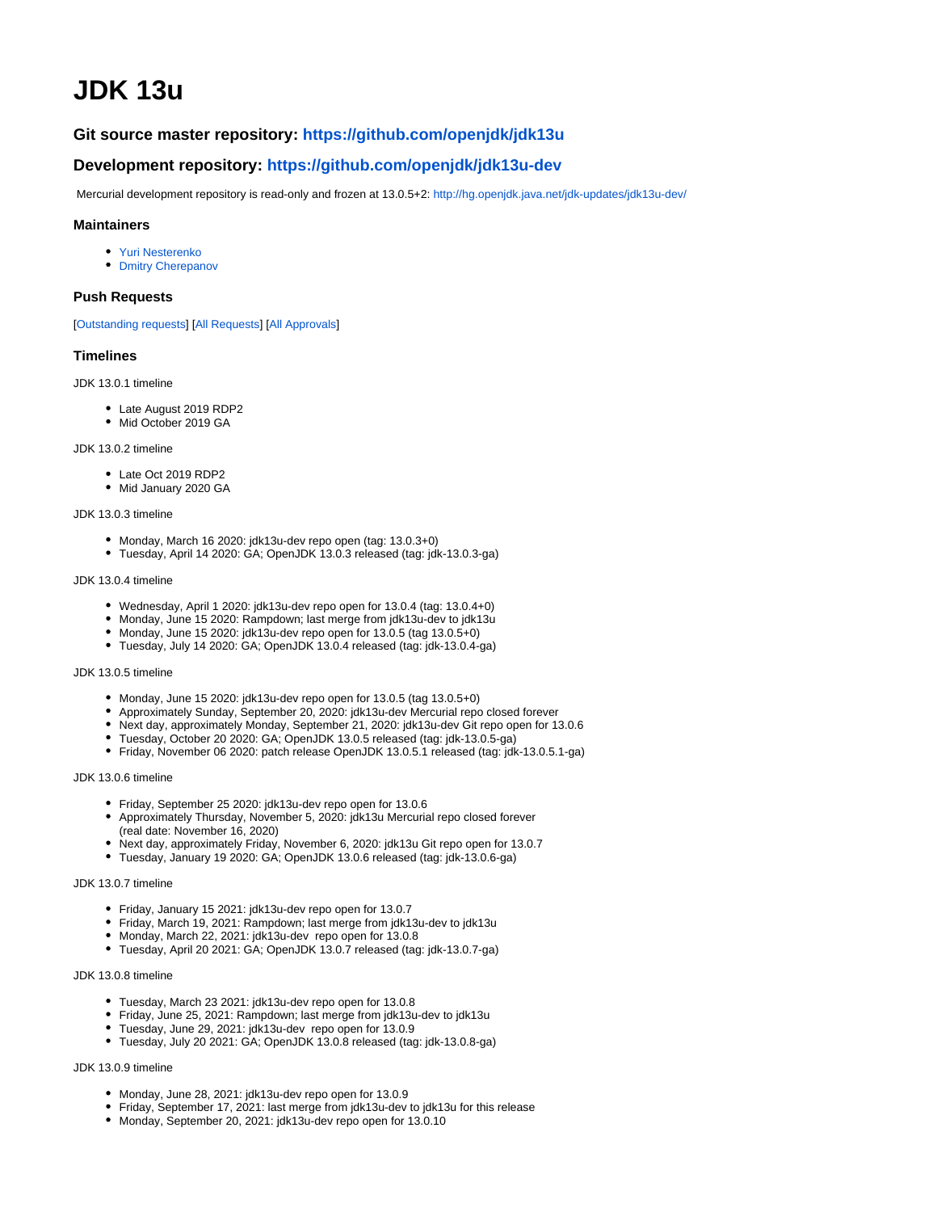# JDK 13u

### Git source master repository: https://github.com/openjdk/jdk13u

### Development repository: https://github.com/openjdk/jdk13u-dev

Mercurial development repository is read-only and frozen at 13.0.5+2: http://hg.openjdk.java.net/jdk-updates/jdk13u-dev/

#### Maintainers

- Yuri Nesterenko
- Dmitry Cherepanov

#### Push Requests

[Outstanding requests] [All Requests] [All Approvals]

#### Timelines

JDK 13.0.1 timeline

- Late August 2019 RDP2
- Mid October 2019 GA

JDK 13.0.2 timeline

- Late Oct 2019 RDP2
- Mid January 2020 GA

JDK 13.0.3 timeline

- Monday, March 16 2020: jdk13u-dev repo open (tag: 13.0.3+0)
- Tuesday, April 14 2020: GA; OpenJDK 13.0.3 released (tag: jdk-13.0.3-ga)

JDK 13.0.4 timeline

- Wednesday, April 1 2020: jdk13u-dev repo open for 13.0.4 (tag: 13.0.4+0)
- Monday, June 15 2020: Rampdown; last merge from jdk13u-dev to jdk13u
- Monday, June 15 2020: jdk13u-dev repo open for 13.0.5 (tag 13.0.5+0)
- Tuesday, July 14 2020: GA; OpenJDK 13.0.4 released (tag: jdk-13.0.4-ga)

JDK 13.0.5 timeline

- Monday, June 15 2020: jdk13u-dev repo open for 13.0.5 (tag 13.0.5+0)
- Approximately Sunday, September 20, 2020: jdk13u-dev Mercurial repo closed forever
- Next day, approximately Monday, September 21, 2020: jdk13u-dev Git repo open for 13.0.6
- Tuesday, October 20 2020: GA; OpenJDK 13.0.5 released (tag: jdk-13.0.5-ga)
- Friday, November 06 2020: patch release OpenJDK 13.0.5.1 released (tag: jdk-13.0.5.1-ga)

JDK 13.0.6 timeline

- Friday, September 25 2020: jdk13u-dev repo open for 13.0.6
- Approximately Thursday, November 5, 2020: jdk13u Mercurial repo closed forever (real date: November 16, 2020)
- Next day, approximately Friday, November 6, 2020: jdk13u Git repo open for 13.0.7
- Tuesday, January 19 2020: GA; OpenJDK 13.0.6 released (tag: jdk-13.0.6-ga)

JDK 13.0.7 timeline

- Friday, January 15 2021: jdk13u-dev repo open for 13.0.7
- Friday, March 19, 2021: Rampdown; last merge from jdk13u-dev to jdk13u
- Monday, March 22, 2021: jdk13u-dev repo open for 13.0.8
- Tuesday, April 20 2021: GA; OpenJDK 13.0.7 released (tag: jdk-13.0.7-ga)

JDK 13.0.8 timeline

- Tuesday, March 23 2021: jdk13u-dev repo open for 13.0.8
- Friday, June 25, 2021: Rampdown; last merge from jdk13u-dev to jdk13u
- Tuesday, June 29, 2021: jdk13u-dev repo open for 13.0.9
- Tuesday, July 20 2021: GA; OpenJDK 13.0.8 released (tag: jdk-13.0.8-ga)

JDK 13.0.9 timeline

- Monday, June 28, 2021: jdk13u-dev repo open for 13.0.9
- Friday, September 17, 2021: last merge from jdk13u-dev to jdk13u for this release
- Monday, September 20, 2021: jdk13u-dev repo open for 13.0.10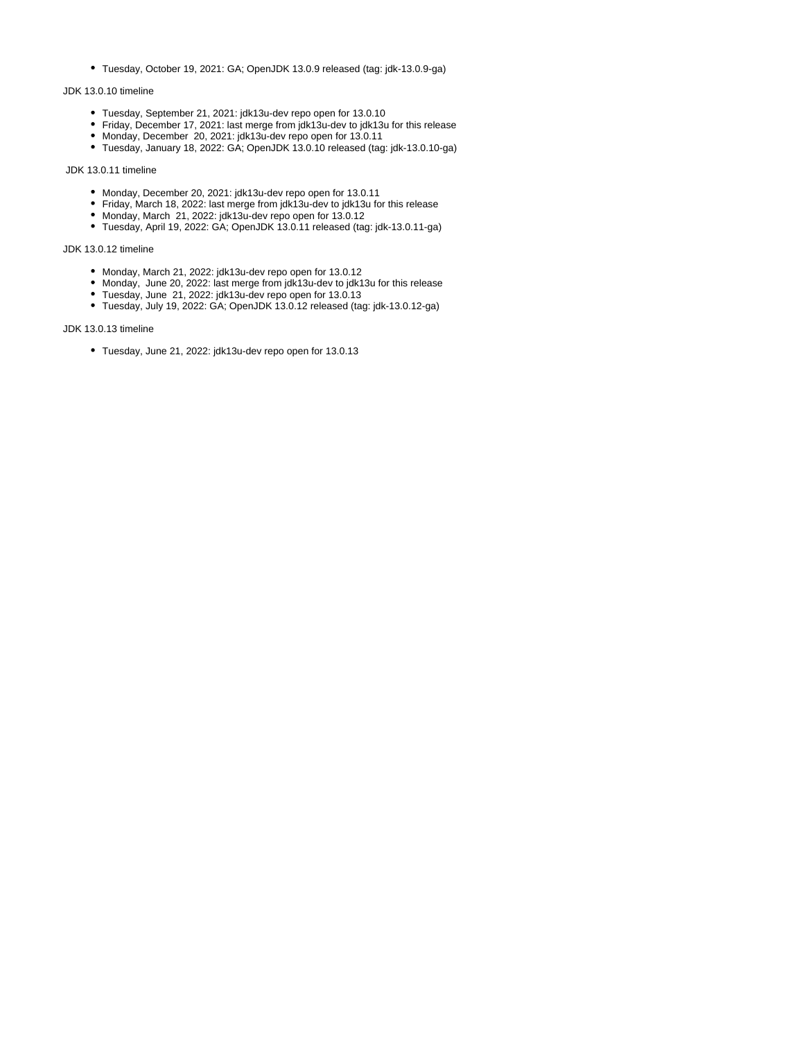- Tuesday, October 19, 2021: GA; OpenJDK 13.0.9 released (tag: jdk-13.0.9-ga)

JDK 13.0.10 timeline

- Tuesday, September 21, 2021: jdk13u-dev repo open for 13.0.10
- Friday, December 17, 2021: last merge from jdk13u-dev to jdk13u for this release
- Monday, December 20, 2021: jdk13u-dev repo open for 13.0.11
- Tuesday, January 18, 2022: GA; OpenJDK 13.0.10 released (tag: jdk-13.0.10-ga)

JDK 13.0.11 timeline

- Monday, December 20, 2021: jdk13u-dev repo open for 13.0.11
- Friday, March 18, 2022: last merge from jdk13u-dev to jdk13u for this release
- Monday, March 21, 2022: jdk13u-dev repo open for 13.0.12
- Tuesday, April 19, 2022: GA; OpenJDK 13.0.11 released (tag: jdk-13.0.11-ga)

JDK 13.0.12 timeline

- Monday, March 21, 2022: jdk13u-dev repo open for 13.0.12
- Monday, June 20, 2022: last merge from jdk13u-dev to jdk13u for this release
- Tuesday, June 21, 2022: jdk13u-dev repo open for 13.0.13
- Tuesday, July 19, 2022: GA; OpenJDK 13.0.12 released (tag: jdk-13.0.12-ga)

JDK 13.0.13 timeline

- Tuesday, June 21, 2022: jdk13u-dev repo open for 13.0.13